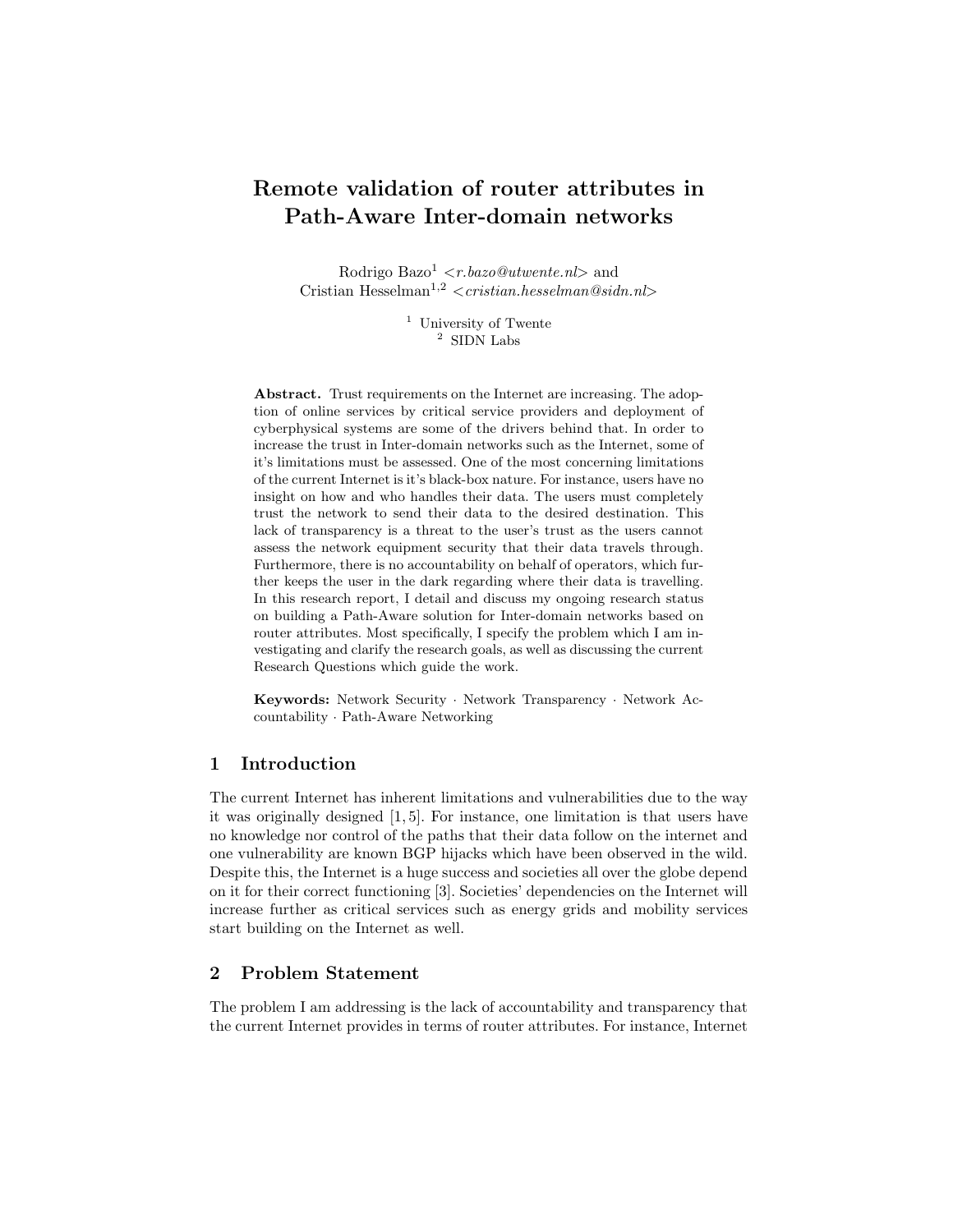# Remote validation of router attributes in Path-Aware Inter-domain networks

Rodrigo Bazo[1] <*r.bazo@utwente.nl*> and
Cristian Hesselman[1,2] <*cristian.hesselman@sidn.nl*>

[1] University of Twente
[2] SIDN Labs

**Abstract.** Trust requirements on the Internet are increasing. The adoption of online services by critical service providers and deployment of cyberphysical systems are some of the drivers behind that. In order to increase the trust in Inter-domain networks such as the Internet, some of it's limitations must be assessed. One of the most concerning limitations of the current Internet is it's black-box nature. For instance, users have no insight on how and who handles their data. The users must completely trust the network to send their data to the desired destination. This lack of transparency is a threat to the user's trust as the users cannot assess the network equipment security that their data travels through. Furthermore, there is no accountability on behalf of operators, which further keeps the user in the dark regarding where their data is travelling. In this research report, I detail and discuss my ongoing research status on building a Path-Aware solution for Inter-domain networks based on router attributes. Most specifically, I specify the problem which I am investigating and clarify the research goals, as well as discussing the current Research Questions which guide the work.

**Keywords:** Network Security · Network Transparency · Network Accountability · Path-Aware Networking

## 1 Introduction

The current Internet has inherent limitations and vulnerabilities due to the way it was originally designed [1, 5]. For instance, one limitation is that users have no knowledge nor control of the paths that their data follow on the internet and one vulnerability are known BGP hijacks which have been observed in the wild. Despite this, the Internet is a huge success and societies all over the globe depend on it for their correct functioning [3]. Societies' dependencies on the Internet will increase further as critical services such as energy grids and mobility services start building on the Internet as well.

## 2 Problem Statement

The problem I am addressing is the lack of accountability and transparency that the current Internet provides in terms of router attributes. For instance, Internet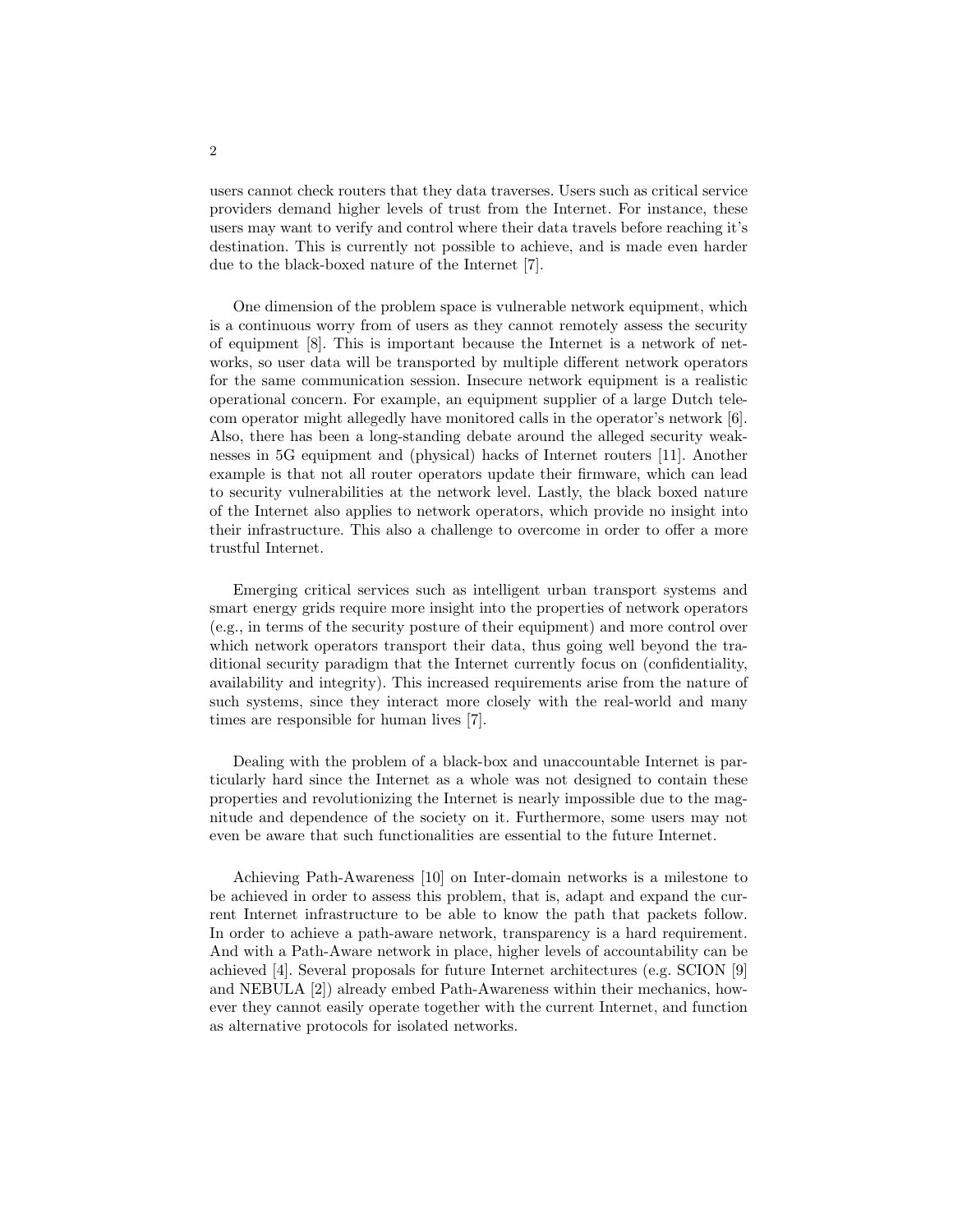users cannot check routers that they data traverses. Users such as critical service providers demand higher levels of trust from the Internet. For instance, these users may want to verify and control where their data travels before reaching it's destination. This is currently not possible to achieve, and is made even harder due to the black-boxed nature of the Internet [7].

One dimension of the problem space is vulnerable network equipment, which is a continuous worry from of users as they cannot remotely assess the security of equipment [8]. This is important because the Internet is a network of networks, so user data will be transported by multiple different network operators for the same communication session. Insecure network equipment is a realistic operational concern. For example, an equipment supplier of a large Dutch telecom operator might allegedly have monitored calls in the operator's network [6]. Also, there has been a long-standing debate around the alleged security weaknesses in 5G equipment and (physical) hacks of Internet routers [11]. Another example is that not all router operators update their firmware, which can lead to security vulnerabilities at the network level. Lastly, the black boxed nature of the Internet also applies to network operators, which provide no insight into their infrastructure. This also a challenge to overcome in order to offer a more trustful Internet.

Emerging critical services such as intelligent urban transport systems and smart energy grids require more insight into the properties of network operators (e.g., in terms of the security posture of their equipment) and more control over which network operators transport their data, thus going well beyond the traditional security paradigm that the Internet currently focus on (confidentiality, availability and integrity). This increased requirements arise from the nature of such systems, since they interact more closely with the real-world and many times are responsible for human lives [7].

Dealing with the problem of a black-box and unaccountable Internet is particularly hard since the Internet as a whole was not designed to contain these properties and revolutionizing the Internet is nearly impossible due to the magnitude and dependence of the society on it. Furthermore, some users may not even be aware that such functionalities are essential to the future Internet.

Achieving Path-Awareness [10] on Inter-domain networks is a milestone to be achieved in order to assess this problem, that is, adapt and expand the current Internet infrastructure to be able to know the path that packets follow. In order to achieve a path-aware network, transparency is a hard requirement. And with a Path-Aware network in place, higher levels of accountability can be achieved [4]. Several proposals for future Internet architectures (e.g. SCION [9] and NEBULA [2]) already embed Path-Awareness within their mechanics, however they cannot easily operate together with the current Internet, and function as alternative protocols for isolated networks.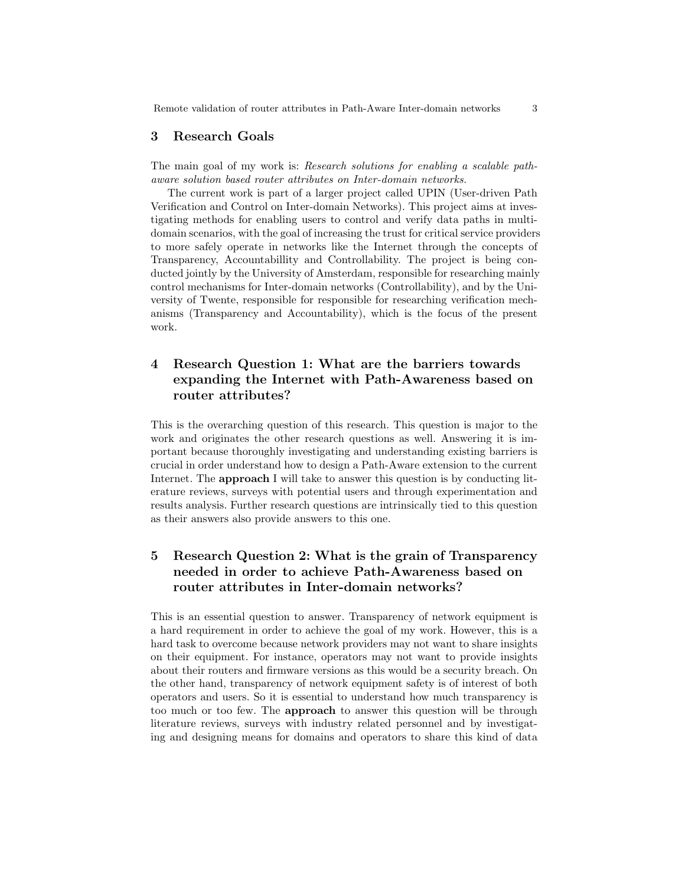## 3 Research Goals

The main goal of my work is: *Research solutions for enabling a scalable path-aware solution based router attributes on Inter-domain networks.*

The current work is part of a larger project called UPIN (User-driven Path Verification and Control on Inter-domain Networks). This project aims at investigating methods for enabling users to control and verify data paths in multi-domain scenarios, with the goal of increasing the trust for critical service providers to more safely operate in networks like the Internet through the concepts of Transparency, Accountabillity and Controllability. The project is being conducted jointly by the University of Amsterdam, responsible for researching mainly control mechanisms for Inter-domain networks (Controllability), and by the University of Twente, responsible for responsible for researching verification mechanisms (Transparency and Accountability), which is the focus of the present work.

## 4 Research Question 1: What are the barriers towards expanding the Internet with Path-Awareness based on router attributes?

This is the overarching question of this research. This question is major to the work and originates the other research questions as well. Answering it is important because thoroughly investigating and understanding existing barriers is crucial in order understand how to design a Path-Aware extension to the current Internet. The **approach** I will take to answer this question is by conducting literature reviews, surveys with potential users and through experimentation and results analysis. Further research questions are intrinsically tied to this question as their answers also provide answers to this one.

## 5 Research Question 2: What is the grain of Transparency needed in order to achieve Path-Awareness based on router attributes in Inter-domain networks?

This is an essential question to answer. Transparency of network equipment is a hard requirement in order to achieve the goal of my work. However, this is a hard task to overcome because network providers may not want to share insights on their equipment. For instance, operators may not want to provide insights about their routers and firmware versions as this would be a security breach. On the other hand, transparency of network equipment safety is of interest of both operators and users. So it is essential to understand how much transparency is too much or too few. The **approach** to answer this question will be through literature reviews, surveys with industry related personnel and by investigating and designing means for domains and operators to share this kind of data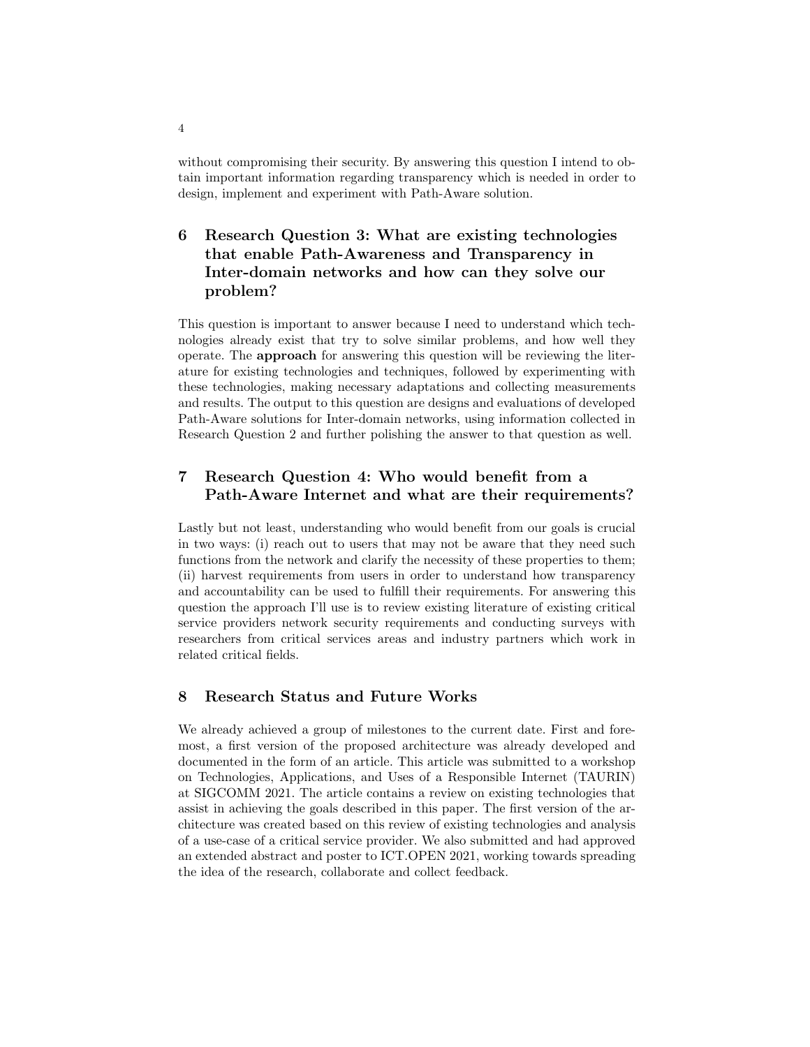without compromising their security. By answering this question I intend to obtain important information regarding transparency which is needed in order to design, implement and experiment with Path-Aware solution.

## 6 Research Question 3: What are existing technologies that enable Path-Awareness and Transparency in Inter-domain networks and how can they solve our problem?

This question is important to answer because I need to understand which technologies already exist that try to solve similar problems, and how well they operate. The **approach** for answering this question will be reviewing the literature for existing technologies and techniques, followed by experimenting with these technologies, making necessary adaptations and collecting measurements and results. The output to this question are designs and evaluations of developed Path-Aware solutions for Inter-domain networks, using information collected in Research Question 2 and further polishing the answer to that question as well.

## 7 Research Question 4: Who would benefit from a Path-Aware Internet and what are their requirements?

Lastly but not least, understanding who would benefit from our goals is crucial in two ways: (i) reach out to users that may not be aware that they need such functions from the network and clarify the necessity of these properties to them; (ii) harvest requirements from users in order to understand how transparency and accountability can be used to fulfill their requirements. For answering this question the approach I'll use is to review existing literature of existing critical service providers network security requirements and conducting surveys with researchers from critical services areas and industry partners which work in related critical fields.

## 8 Research Status and Future Works

We already achieved a group of milestones to the current date. First and foremost, a first version of the proposed architecture was already developed and documented in the form of an article. This article was submitted to a workshop on Technologies, Applications, and Uses of a Responsible Internet (TAURIN) at SIGCOMM 2021. The article contains a review on existing technologies that assist in achieving the goals described in this paper. The first version of the architecture was created based on this review of existing technologies and analysis of a use-case of a critical service provider. We also submitted and had approved an extended abstract and poster to ICT.OPEN 2021, working towards spreading the idea of the research, collaborate and collect feedback.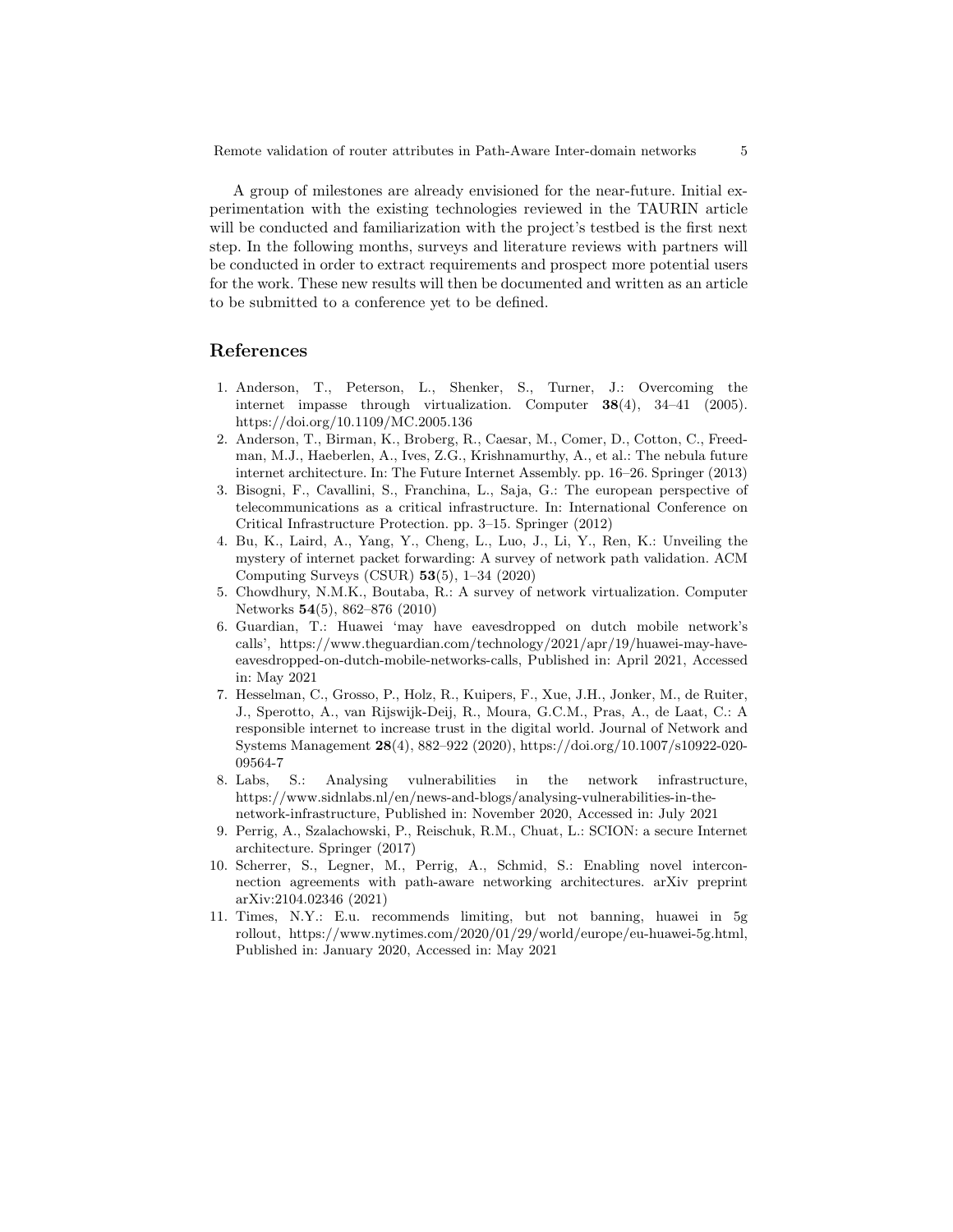A group of milestones are already envisioned for the near-future. Initial experimentation with the existing technologies reviewed in the TAURIN article will be conducted and familiarization with the project's testbed is the first next step. In the following months, surveys and literature reviews with partners will be conducted in order to extract requirements and prospect more potential users for the work. These new results will then be documented and written as an article to be submitted to a conference yet to be defined.

## References

1. Anderson, T., Peterson, L., Shenker, S., Turner, J.: Overcoming the internet impasse through virtualization. Computer **38**(4), 34–41 (2005). https://doi.org/10.1109/MC.2005.136
2. Anderson, T., Birman, K., Broberg, R., Caesar, M., Comer, D., Cotton, C., Freedman, M.J., Haeberlen, A., Ives, Z.G., Krishnamurthy, A., et al.: The nebula future internet architecture. In: The Future Internet Assembly. pp. 16–26. Springer (2013)
3. Bisogni, F., Cavallini, S., Franchina, L., Saja, G.: The european perspective of telecommunications as a critical infrastructure. In: International Conference on Critical Infrastructure Protection. pp. 3–15. Springer (2012)
4. Bu, K., Laird, A., Yang, Y., Cheng, L., Luo, J., Li, Y., Ren, K.: Unveiling the mystery of internet packet forwarding: A survey of network path validation. ACM Computing Surveys (CSUR) **53**(5), 1–34 (2020)
5. Chowdhury, N.M.K., Boutaba, R.: A survey of network virtualization. Computer Networks **54**(5), 862–876 (2010)
6. Guardian, T.: Huawei 'may have eavesdropped on dutch mobile network's calls', https://www.theguardian.com/technology/2021/apr/19/huawei-may-have-eavesdropped-on-dutch-mobile-networks-calls, Published in: April 2021, Accessed in: May 2021
7. Hesselman, C., Grosso, P., Holz, R., Kuipers, F., Xue, J.H., Jonker, M., de Ruiter, J., Sperotto, A., van Rijswijk-Deij, R., Moura, G.C.M., Pras, A., de Laat, C.: A responsible internet to increase trust in the digital world. Journal of Network and Systems Management **28**(4), 882–922 (2020), https://doi.org/10.1007/s10922-020-09564-7
8. Labs, S.: Analysing vulnerabilities in the network infrastructure, https://www.sidnlabs.nl/en/news-and-blogs/analysing-vulnerabilities-in-the-network-infrastructure, Published in: November 2020, Accessed in: July 2021
9. Perrig, A., Szalachowski, P., Reischuk, R.M., Chuat, L.: SCION: a secure Internet architecture. Springer (2017)
10. Scherrer, S., Legner, M., Perrig, A., Schmid, S.: Enabling novel interconnection agreements with path-aware networking architectures. arXiv preprint arXiv:2104.02346 (2021)
11. Times, N.Y.: E.u. recommends limiting, but not banning, huawei in 5g rollout, https://www.nytimes.com/2020/01/29/world/europe/eu-huawei-5g.html, Published in: January 2020, Accessed in: May 2021